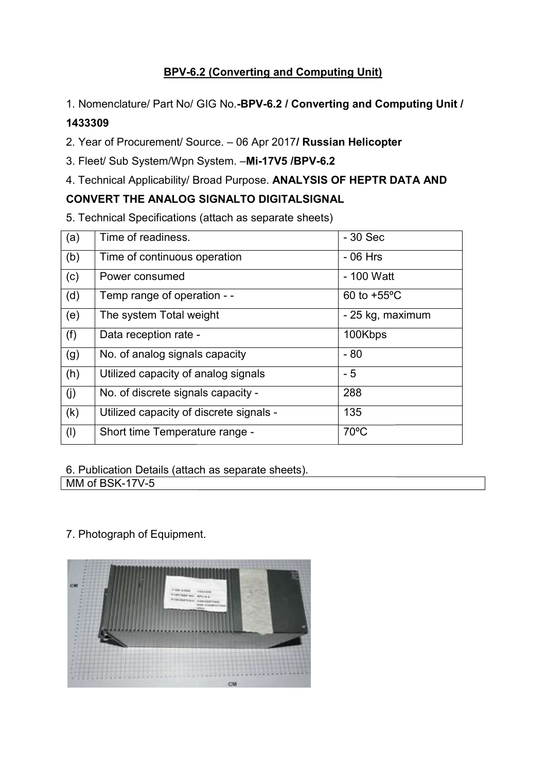**BPV-6.2 (Converting and Computing Unit)**

1. Nomenclature/ Part No/ GIG No.**-BPV-6.2 / Converting and Computing Unit / 1433309**

2. Year of Procurement/ Source. – 06 Apr 2017**/ Russian Helicopter**

3. Fleet/ Sub System/Wpn System. –**Mi-17V5 /BPV-6.2**

4. Technical Applicability/ Broad Purpose. **ANALYSIS OF HEPTR DATA AND CONVERT THE ANALOG SIGNALTO DIGITALSIGNAL**

5. Technical Specifications (attach as separate sheets)

| | | |
|---|---|---|
| (a) | Time of readiness. | - 30 Sec |
| (b) | Time of continuous operation | - 06 Hrs |
| (c) | Power consumed | - 100 Watt |
| (d) | Temp range of operation - - | 60 to +55ºC |
| (e) | The system Total weight | - 25 kg, maximum |
| (f) | Data reception rate - | 100Kbps |
| (g) | No. of analog signals capacity | - 80 |
| (h) | Utilized capacity of analog signals | - 5 |
| (j) | No. of discrete signals capacity - | 288 |
| (k) | Utilized capacity of discrete signals - | 135 |
| (l) | Short time Temperature range - | 70ºC |

6. Publication Details (attach as separate sheets).

| |
|---|
| MM of BSK-17V-5 |

7. Photograph of Equipment.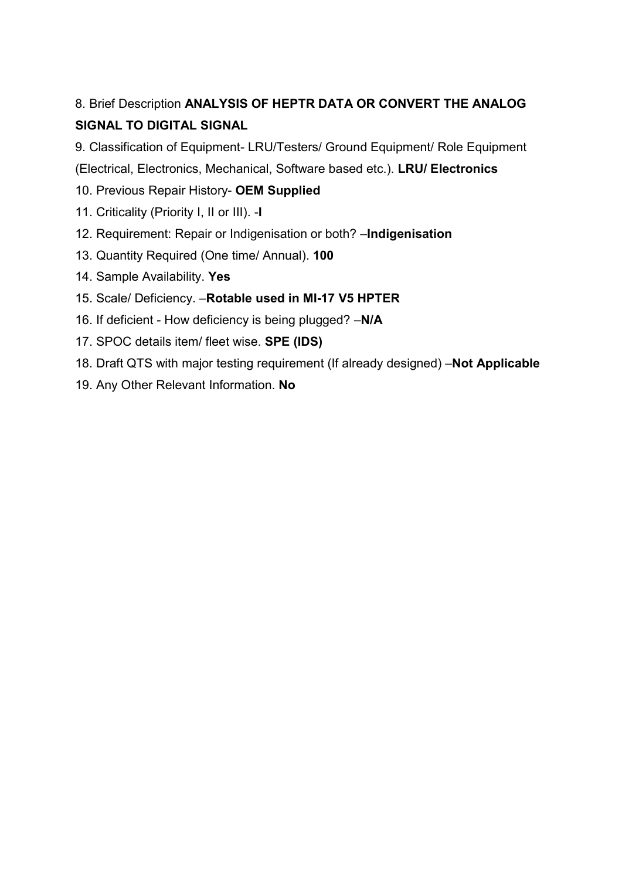8. Brief Description **ANALYSIS OF HEPTR DATA OR CONVERT THE ANALOG SIGNAL TO DIGITAL SIGNAL**

9. Classification of Equipment- LRU/Testers/ Ground Equipment/ Role Equipment (Electrical, Electronics, Mechanical, Software based etc.). **LRU/ Electronics**

10. Previous Repair History- **OEM Supplied**

11. Criticality (Priority I, II or III). -**I**

12. Requirement: Repair or Indigenisation or both? –**Indigenisation**

13. Quantity Required (One time/ Annual). **100**

14. Sample Availability. **Yes**

15. Scale/ Deficiency. –**Rotable used in MI-17 V5 HPTER**

16. If deficient - How deficiency is being plugged? –**N/A**

17. SPOC details item/ fleet wise. **SPE (IDS)**

18. Draft QTS with major testing requirement (If already designed) –**Not Applicable**

19. Any Other Relevant Information. **No**